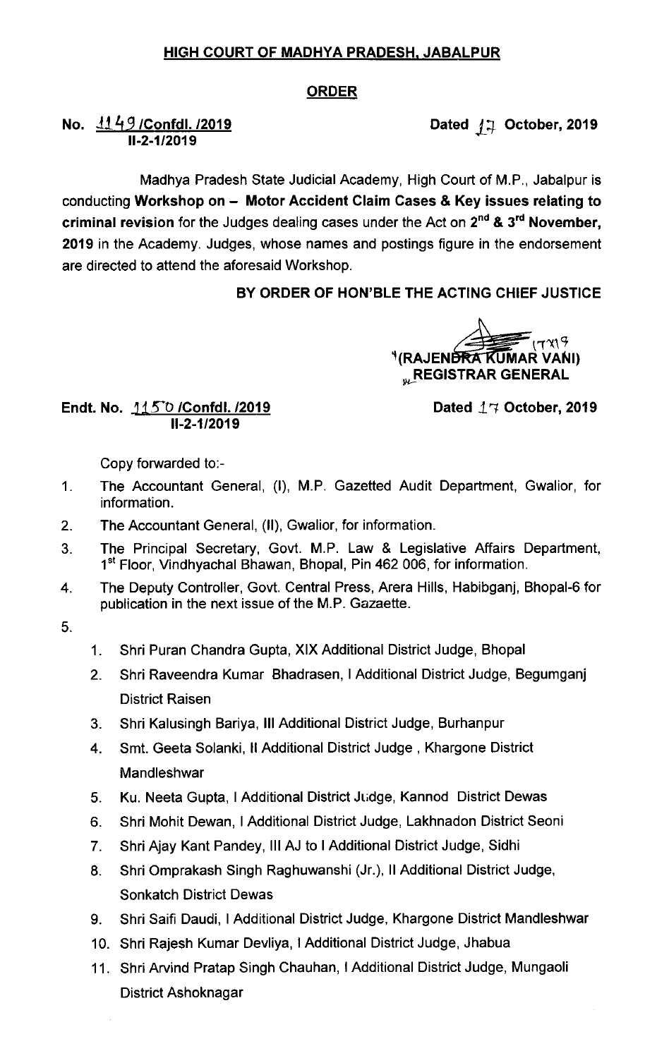# HIGH COURT OF MADHYA PRADESH, JABALPUR

## ORDER

**No. 1149 /Confdl. /2019**
**II-2-1/2019**

**Dated 17 October, 2019**

Madhya Pradesh State Judicial Academy, High Court of M.P., Jabalpur is conducting **Workshop on – Motor Accident Claim Cases & Key issues relating to criminal revision** for the Judges dealing cases under the Act on **2nd & 3rd November, 2019** in the Academy. Judges, whose names and postings figure in the endorsement are directed to attend the aforesaid Workshop.

**BY ORDER OF HON'BLE THE ACTING CHIEF JUSTICE**

(RAJENDRA KUMAR VANI)
REGISTRAR GENERAL

**Endt. No. 1150 /Confdl. /2019**
**II-2-1/2019**

**Dated 17 October, 2019**

Copy forwarded to:-

1. The Accountant General, (I), M.P. Gazetted Audit Department, Gwalior, for information.
2. The Accountant General, (II), Gwalior, for information.
3. The Principal Secretary, Govt. M.P. Law & Legislative Affairs Department, 1st Floor, Vindhyachal Bhawan, Bhopal, Pin 462 006, for information.
4. The Deputy Controller, Govt. Central Press, Arera Hills, Habibganj, Bhopal-6 for publication in the next issue of the M.P. Gazaette.
5.
    1. Shri Puran Chandra Gupta, XIX Additional District Judge, Bhopal
    2. Shri Raveendra Kumar Bhadrasen, I Additional District Judge, Begumganj District Raisen
    3. Shri Kalusingh Bariya, III Additional District Judge, Burhanpur
    4. Smt. Geeta Solanki, II Additional District Judge , Khargone District Mandleshwar
    5. Ku. Neeta Gupta, I Additional District Judge, Kannod District Dewas
    6. Shri Mohit Dewan, I Additional District Judge, Lakhnadon District Seoni
    7. Shri Ajay Kant Pandey, III AJ to I Additional District Judge, Sidhi
    8. Shri Omprakash Singh Raghuwanshi (Jr.), II Additional District Judge, Sonkatch District Dewas
    9. Shri Saifi Daudi, I Additional District Judge, Khargone District Mandleshwar
    10. Shri Rajesh Kumar Devliya, I Additional District Judge, Jhabua
    11. Shri Arvind Pratap Singh Chauhan, I Additional District Judge, Mungaoli District Ashoknagar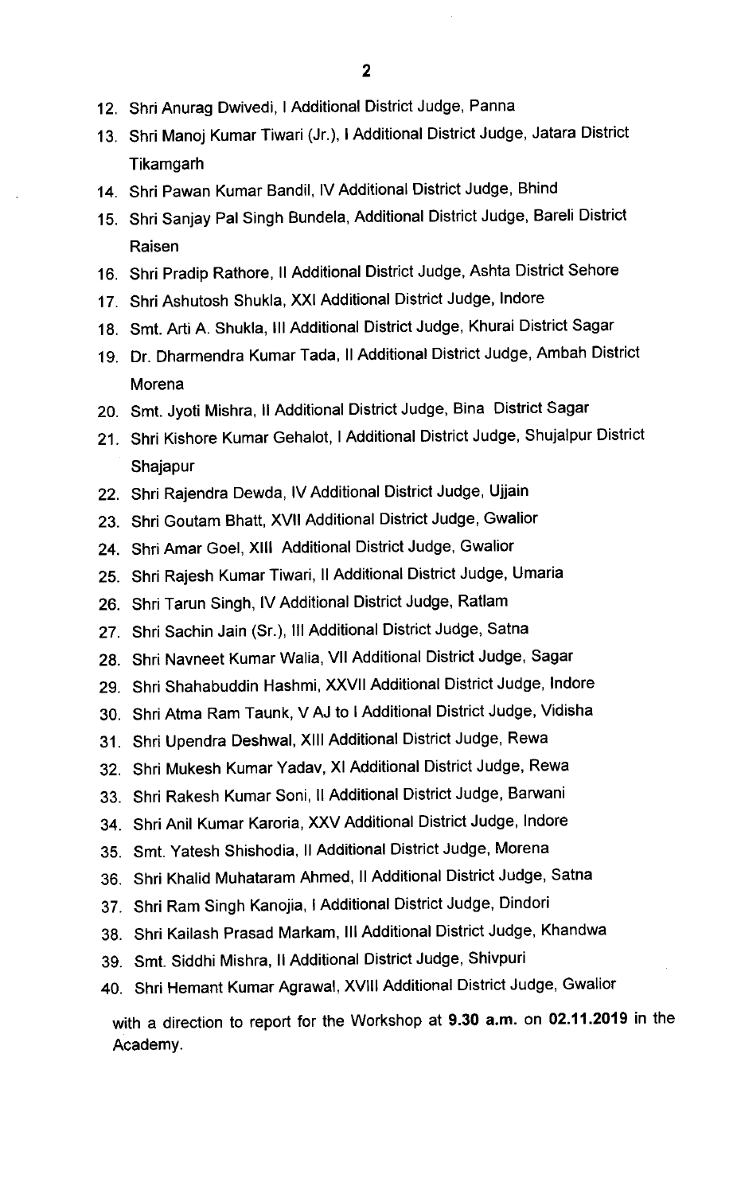12. Shri Anurag Dwivedi, I Additional District Judge, Panna
13. Shri Manoj Kumar Tiwari (Jr.), I Additional District Judge, Jatara District Tikamgarh
14. Shri Pawan Kumar Bandil, IV Additional District Judge, Bhind
15. Shri Sanjay Pal Singh Bundela, Additional District Judge, Bareli District Raisen
16. Shri Pradip Rathore, II Additional District Judge, Ashta District Sehore
17. Shri Ashutosh Shukla, XXI Additional District Judge, Indore
18. Smt. Arti A. Shukla, III Additional District Judge, Khurai District Sagar
19. Dr. Dharmendra Kumar Tada, II Additional District Judge, Ambah District Morena
20. Smt. Jyoti Mishra, II Additional District Judge, Bina District Sagar
21. Shri Kishore Kumar Gehalot, I Additional District Judge, Shujalpur District Shajapur
22. Shri Rajendra Dewda, IV Additional District Judge, Ujjain
23. Shri Goutam Bhatt, XVII Additional District Judge, Gwalior
24. Shri Amar Goel, XIII Additional District Judge, Gwalior
25. Shri Rajesh Kumar Tiwari, II Additional District Judge, Umaria
26. Shri Tarun Singh, IV Additional District Judge, Ratlam
27. Shri Sachin Jain (Sr.), III Additional District Judge, Satna
28. Shri Navneet Kumar Walia, VII Additional District Judge, Sagar
29. Shri Shahabuddin Hashmi, XXVII Additional District Judge, Indore
30. Shri Atma Ram Taunk, V AJ to I Additional District Judge, Vidisha
31. Shri Upendra Deshwal, XIII Additional District Judge, Rewa
32. Shri Mukesh Kumar Yadav, XI Additional District Judge, Rewa
33. Shri Rakesh Kumar Soni, II Additional District Judge, Barwani
34. Shri Anil Kumar Karoria, XXV Additional District Judge, Indore
35. Smt. Yatesh Shishodia, II Additional District Judge, Morena
36. Shri Khalid Muhataram Ahmed, II Additional District Judge, Satna
37. Shri Ram Singh Kanojia, I Additional District Judge, Dindori
38. Shri Kailash Prasad Markam, III Additional District Judge, Khandwa
39. Smt. Siddhi Mishra, II Additional District Judge, Shivpuri
40. Shri Hemant Kumar Agrawal, XVIII Additional District Judge, Gwalior

with a direction to report for the Workshop at **9.30 a.m.** on **02.11.2019** in the Academy.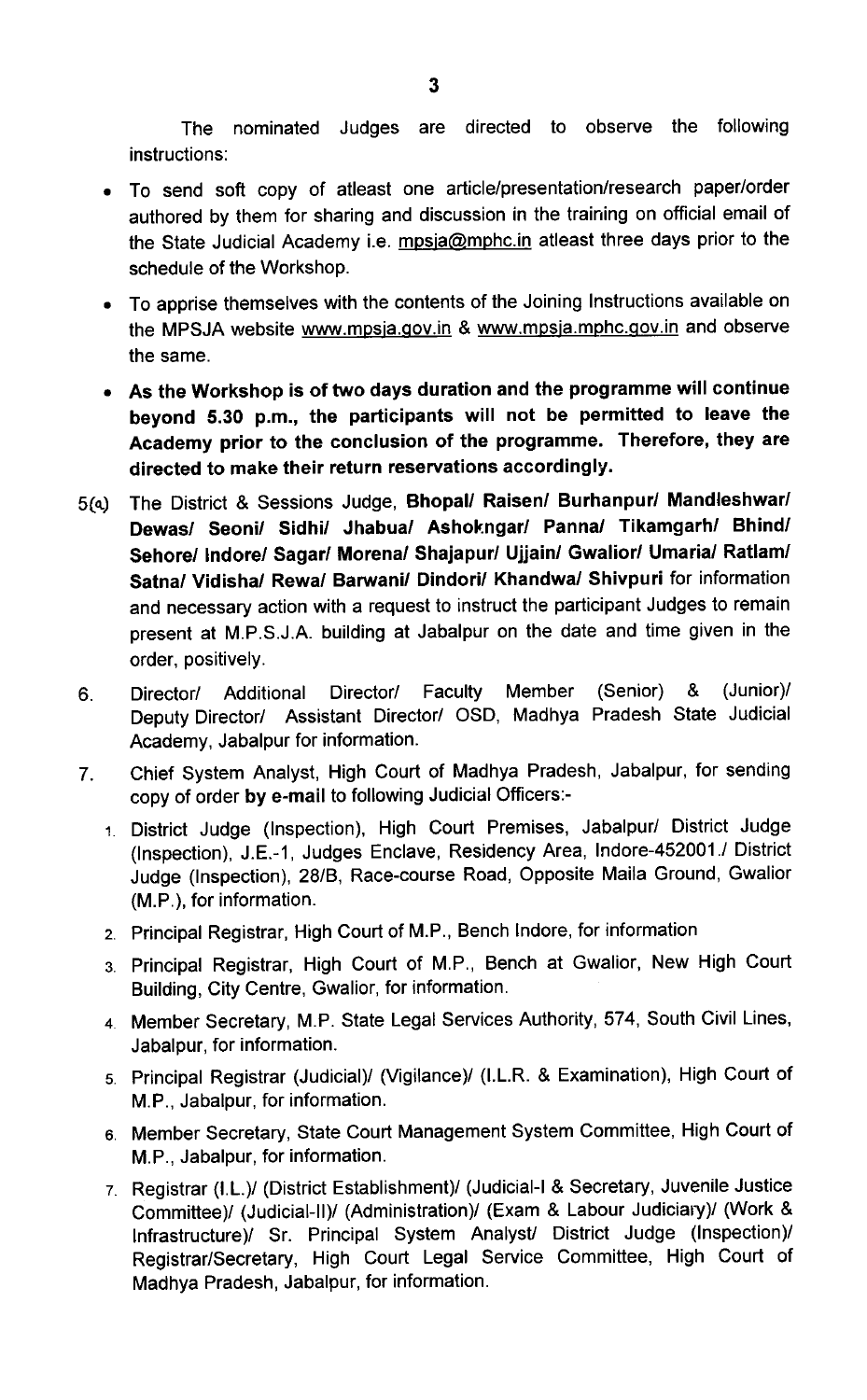The nominated Judges are directed to observe the following instructions:

- To send soft copy of atleast one article/presentation/research paper/order authored by them for sharing and discussion in the training on official email of the State Judicial Academy i.e. mpsja@mphc.in atleast three days prior to the schedule of the Workshop.
- To apprise themselves with the contents of the Joining Instructions available on the MPSJA website www.mpsja.gov.in & www.mpsja.mphc.gov.in and observe the same.
- **As the Workshop is of two days duration and the programme will continue beyond 5.30 p.m., the participants will not be permitted to leave the Academy prior to the conclusion of the programme. Therefore, they are directed to make their return reservations accordingly.**

5(a) The District & Sessions Judge, **Bhopal/ Raisen/ Burhanpur/ Mandleshwar/ Dewas/ Seoni/ Sidhi/ Jhabua/ Ashokngar/ Panna/ Tikamgarh/ Bhind/ Sehore/ Indore/ Sagar/ Morena/ Shajapur/ Ujjain/ Gwalior/ Umaria/ Ratlam/ Satna/ Vidisha/ Rewa/ Barwani/ Dindori/ Khandwa/ Shivpuri** for information and necessary action with a request to instruct the participant Judges to remain present at M.P.S.J.A. building at Jabalpur on the date and time given in the order, positively.

6. Director/ Additional Director/ Faculty Member (Senior) & (Junior)/ Deputy Director/ Assistant Director/ OSD, Madhya Pradesh State Judicial Academy, Jabalpur for information.

7. Chief System Analyst, High Court of Madhya Pradesh, Jabalpur, for sending copy of order **by e-mail** to following Judicial Officers:-

   1. District Judge (Inspection), High Court Premises, Jabalpur/ District Judge (Inspection), J.E.-1, Judges Enclave, Residency Area, Indore-452001./ District Judge (Inspection), 28/B, Race-course Road, Opposite Maila Ground, Gwalior (M.P.), for information.
   2. Principal Registrar, High Court of M.P., Bench Indore, for information
   3. Principal Registrar, High Court of M.P., Bench at Gwalior, New High Court Building, City Centre, Gwalior, for information.
   4. Member Secretary, M.P. State Legal Services Authority, 574, South Civil Lines, Jabalpur, for information.
   5. Principal Registrar (Judicial)/ (Vigilance)/ (I.L.R. & Examination), High Court of M.P., Jabalpur, for information.
   6. Member Secretary, State Court Management System Committee, High Court of M.P., Jabalpur, for information.
   7. Registrar (I.L.)/ (District Establishment)/ (Judicial-I & Secretary, Juvenile Justice Committee)/ (Judicial-II)/ (Administration)/ (Exam & Labour Judiciary)/ (Work & Infrastructure)/ Sr. Principal System Analyst/ District Judge (Inspection)/ Registrar/Secretary, High Court Legal Service Committee, High Court of Madhya Pradesh, Jabalpur, for information.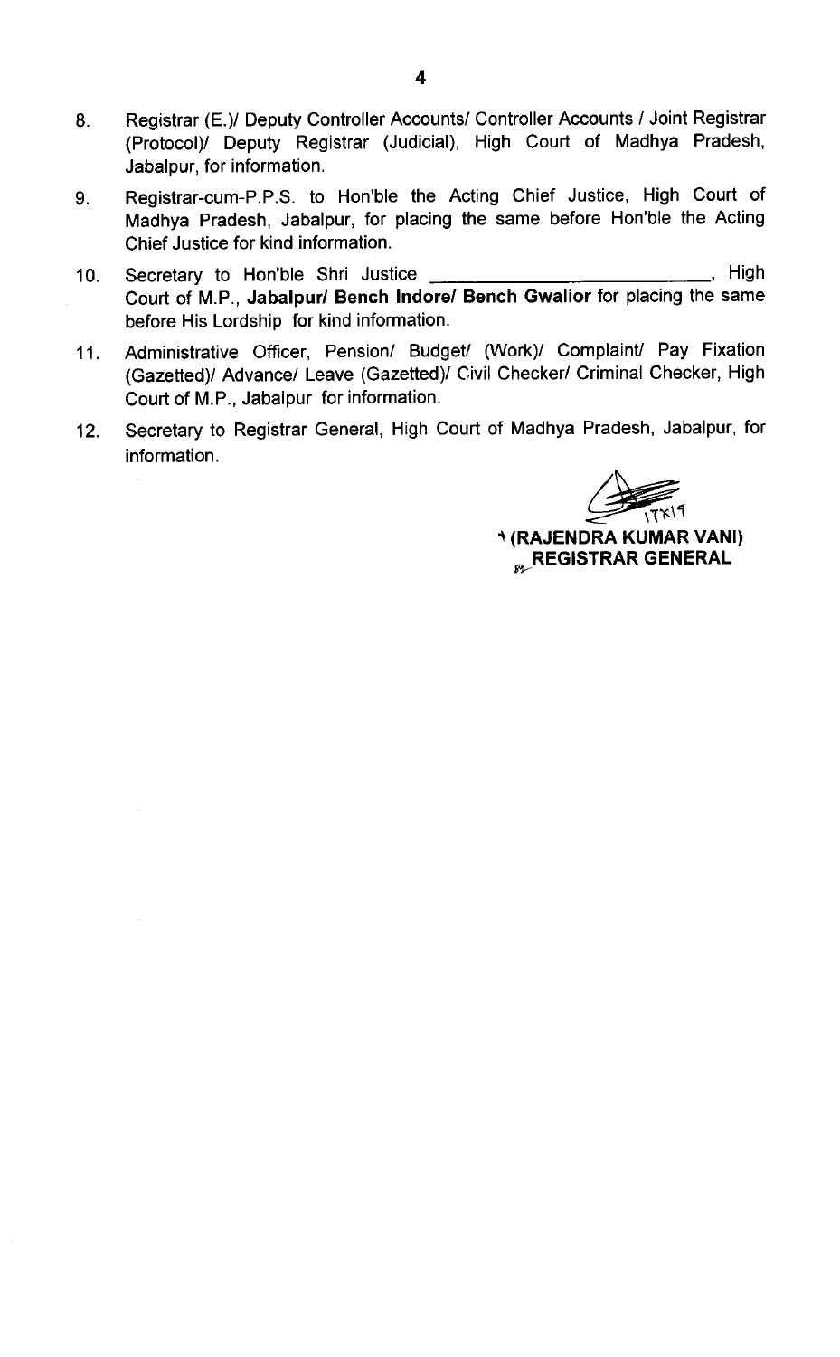8. Registrar (E.)/ Deputy Controller Accounts/ Controller Accounts / Joint Registrar (Protocol)/ Deputy Registrar (Judicial), High Court of Madhya Pradesh, Jabalpur, for information.

9. Registrar-cum-P.P.S. to Hon'ble the Acting Chief Justice, High Court of Madhya Pradesh, Jabalpur, for placing the same before Hon'ble the Acting Chief Justice for kind information.

10. Secretary to Hon'ble Shri Justice \_\_\_\_\_\_\_\_\_\_\_\_\_\_\_\_\_\_\_\_\_\_\_\_\_\_, High Court of M.P., **Jabalpur/ Bench Indore/ Bench Gwalior** for placing the same before His Lordship for kind information.

11. Administrative Officer, Pension/ Budget/ (Work)/ Complaint/ Pay Fixation (Gazetted)/ Advance/ Leave (Gazetted)/ Civil Checker/ Criminal Checker, High Court of M.P., Jabalpur for information.

12. Secretary to Registrar General, High Court of Madhya Pradesh, Jabalpur, for information.

**(RAJENDRA KUMAR VANI)**
**REGISTRAR GENERAL**